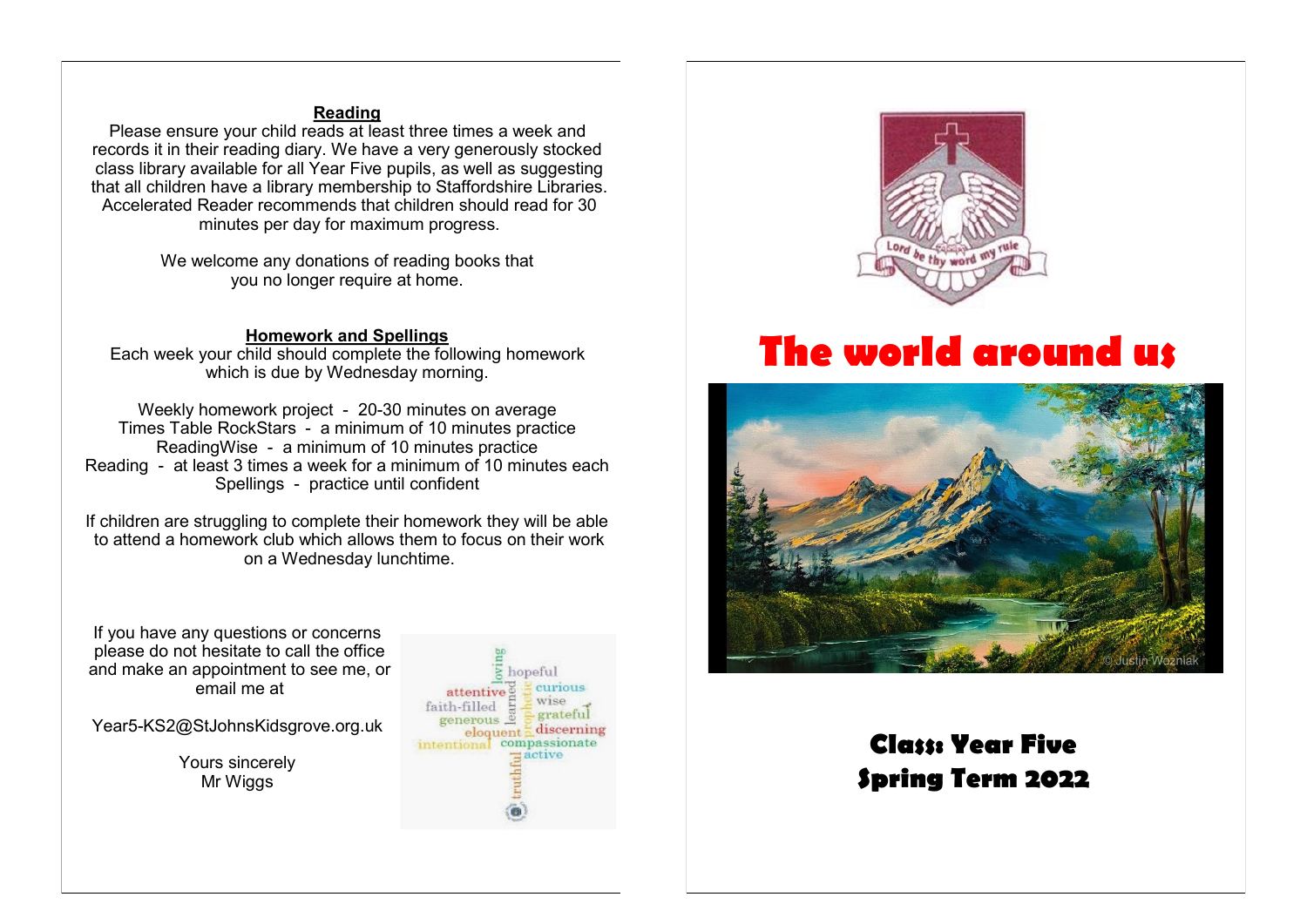## Reading

Please ensure your child reads at least three times a week and records it in their reading diary. We have a very generously stocked class library available for all Year Five pupils, as well as suggesting that all children have a library membership to Staffordshire Libraries. Accelerated Reader recommends that children should read for 30 minutes per day for maximum progress.

We welcome any donations of reading books that you no longer require at home.

## Homework and Spellings

Each week your child should complete the following homework which is due by Wednesday morning.

Weekly homework project - 20-30 minutes on average
Times Table RockStars - a minimum of 10 minutes practice
ReadingWise - a minimum of 10 minutes practice
Reading - at least 3 times a week for a minimum of 10 minutes each
Spellings - practice until confident

If children are struggling to complete their homework they will be able to attend a homework club which allows them to focus on their work on a Wednesday lunchtime.

If you have any questions or concerns please do not hesitate to call the office and make an appointment to see me, or email me at

Year5-KS2@StJohnsKidsgrove.org.uk

Yours sincerely
Mr Wiggs

loving, hopeful, attentive, learned, curious, faith-filled, prophetic, wise, generous, grateful, eloquent, discerning, intentional, compassionate, active, truthful

Lord be thy word my rule

# The world around us

© Justin Wozniak

## Class: Year Five
## Spring Term 2022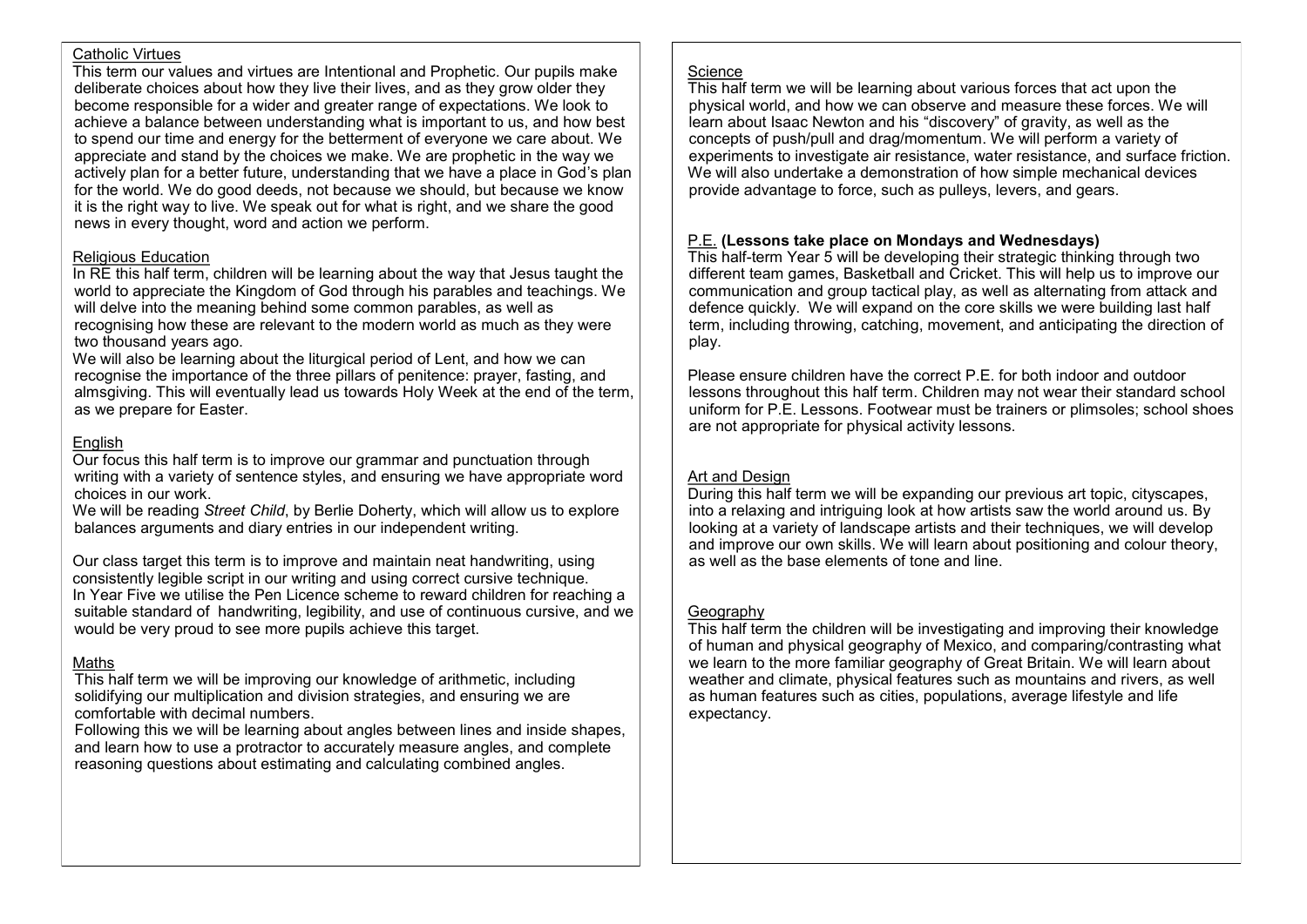## Catholic Virtues

This term our values and virtues are Intentional and Prophetic. Our pupils make deliberate choices about how they live their lives, and as they grow older they become responsible for a wider and greater range of expectations. We look to achieve a balance between understanding what is important to us, and how best to spend our time and energy for the betterment of everyone we care about. We appreciate and stand by the choices we make. We are prophetic in the way we actively plan for a better future, understanding that we have a place in God's plan for the world. We do good deeds, not because we should, but because we know it is the right way to live. We speak out for what is right, and we share the good news in every thought, word and action we perform.

## Religious Education

In RE this half term, children will be learning about the way that Jesus taught the world to appreciate the Kingdom of God through his parables and teachings. We will delve into the meaning behind some common parables, as well as recognising how these are relevant to the modern world as much as they were two thousand years ago.

We will also be learning about the liturgical period of Lent, and how we can recognise the importance of the three pillars of penitence: prayer, fasting, and almsgiving. This will eventually lead us towards Holy Week at the end of the term, as we prepare for Easter.

## English

Our focus this half term is to improve our grammar and punctuation through writing with a variety of sentence styles, and ensuring we have appropriate word choices in our work.

We will be reading *Street Child*, by Berlie Doherty, which will allow us to explore balances arguments and diary entries in our independent writing.

Our class target this term is to improve and maintain neat handwriting, using consistently legible script in our writing and using correct cursive technique. In Year Five we utilise the Pen Licence scheme to reward children for reaching a suitable standard of handwriting, legibility, and use of continuous cursive, and we would be very proud to see more pupils achieve this target.

## Maths

This half term we will be improving our knowledge of arithmetic, including solidifying our multiplication and division strategies, and ensuring we are comfortable with decimal numbers.

Following this we will be learning about angles between lines and inside shapes, and learn how to use a protractor to accurately measure angles, and complete reasoning questions about estimating and calculating combined angles.

## Science

This half term we will be learning about various forces that act upon the physical world, and how we can observe and measure these forces. We will learn about Isaac Newton and his "discovery" of gravity, as well as the concepts of push/pull and drag/momentum. We will perform a variety of experiments to investigate air resistance, water resistance, and surface friction. We will also undertake a demonstration of how simple mechanical devices provide advantage to force, such as pulleys, levers, and gears.

## P.E. **(Lessons take place on Mondays and Wednesdays)**

This half-term Year 5 will be developing their strategic thinking through two different team games, Basketball and Cricket. This will help us to improve our communication and group tactical play, as well as alternating from attack and defence quickly. We will expand on the core skills we were building last half term, including throwing, catching, movement, and anticipating the direction of play.

Please ensure children have the correct P.E. for both indoor and outdoor lessons throughout this half term. Children may not wear their standard school uniform for P.E. Lessons. Footwear must be trainers or plimsoles; school shoes are not appropriate for physical activity lessons.

## Art and Design

During this half term we will be expanding our previous art topic, cityscapes, into a relaxing and intriguing look at how artists saw the world around us. By looking at a variety of landscape artists and their techniques, we will develop and improve our own skills. We will learn about positioning and colour theory, as well as the base elements of tone and line.

## Geography

This half term the children will be investigating and improving their knowledge of human and physical geography of Mexico, and comparing/contrasting what we learn to the more familiar geography of Great Britain. We will learn about weather and climate, physical features such as mountains and rivers, as well as human features such as cities, populations, average lifestyle and life expectancy.